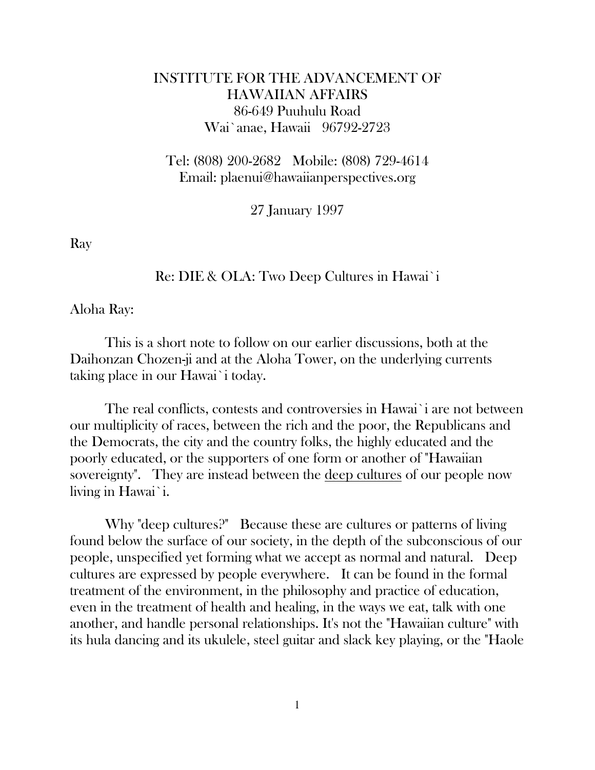INSTITUTE FOR THE ADVANCEMENT OF
HAWAIIAN AFFAIRS
86-649 Puuhulu Road
Wai`anae, Hawaii 96792-2723

Tel: (808) 200-2682 Mobile: (808) 729-4614
Email: plaenui@hawaiianperspectives.org

27 January 1997

Ray

Re: DIE & OLA: Two Deep Cultures in Hawai`i

Aloha Ray:

This is a short note to follow on our earlier discussions, both at the Daihonzan Chozen-ji and at the Aloha Tower, on the underlying currents taking place in our Hawai`i today.

The real conflicts, contests and controversies in Hawai`i are not between our multiplicity of races, between the rich and the poor, the Republicans and the Democrats, the city and the country folks, the highly educated and the poorly educated, or the supporters of one form or another of "Hawaiian sovereignty". They are instead between the <u>deep cultures</u> of our people now living in Hawai`i.

Why "deep cultures?" Because these are cultures or patterns of living found below the surface of our society, in the depth of the subconscious of our people, unspecified yet forming what we accept as normal and natural. Deep cultures are expressed by people everywhere. It can be found in the formal treatment of the environment, in the philosophy and practice of education, even in the treatment of health and healing, in the ways we eat, talk with one another, and handle personal relationships. It's not the "Hawaiian culture" with its hula dancing and its ukulele, steel guitar and slack key playing, or the "Haole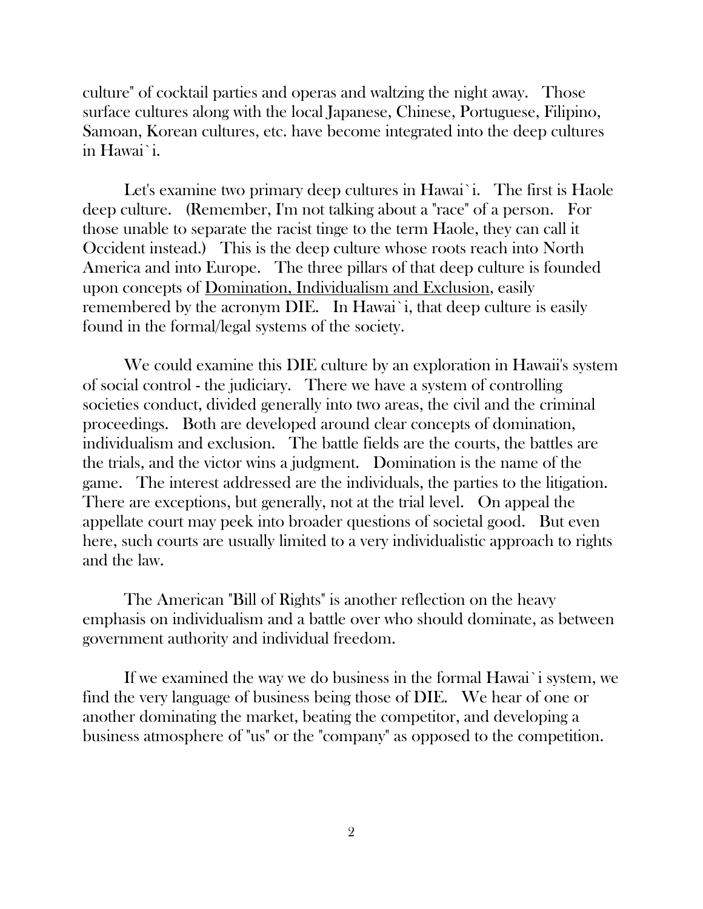culture" of cocktail parties and operas and waltzing the night away. Those surface cultures along with the local Japanese, Chinese, Portuguese, Filipino, Samoan, Korean cultures, etc. have become integrated into the deep cultures in Hawai`i.

Let's examine two primary deep cultures in Hawai`i. The first is Haole deep culture. (Remember, I'm not talking about a "race" of a person. For those unable to separate the racist tinge to the term Haole, they can call it Occident instead.) This is the deep culture whose roots reach into North America and into Europe. The three pillars of that deep culture is founded upon concepts of <u>Domination, Individualism and Exclusion</u>, easily remembered by the acronym DIE. In Hawai`i, that deep culture is easily found in the formal/legal systems of the society.

We could examine this DIE culture by an exploration in Hawaii's system of social control - the judiciary. There we have a system of controlling societies conduct, divided generally into two areas, the civil and the criminal proceedings. Both are developed around clear concepts of domination, individualism and exclusion. The battle fields are the courts, the battles are the trials, and the victor wins a judgment. Domination is the name of the game. The interest addressed are the individuals, the parties to the litigation. There are exceptions, but generally, not at the trial level. On appeal the appellate court may peek into broader questions of societal good. But even here, such courts are usually limited to a very individualistic approach to rights and the law.

The American "Bill of Rights" is another reflection on the heavy emphasis on individualism and a battle over who should dominate, as between government authority and individual freedom.

If we examined the way we do business in the formal Hawai`i system, we find the very language of business being those of DIE. We hear of one or another dominating the market, beating the competitor, and developing a business atmosphere of "us" or the "company" as opposed to the competition.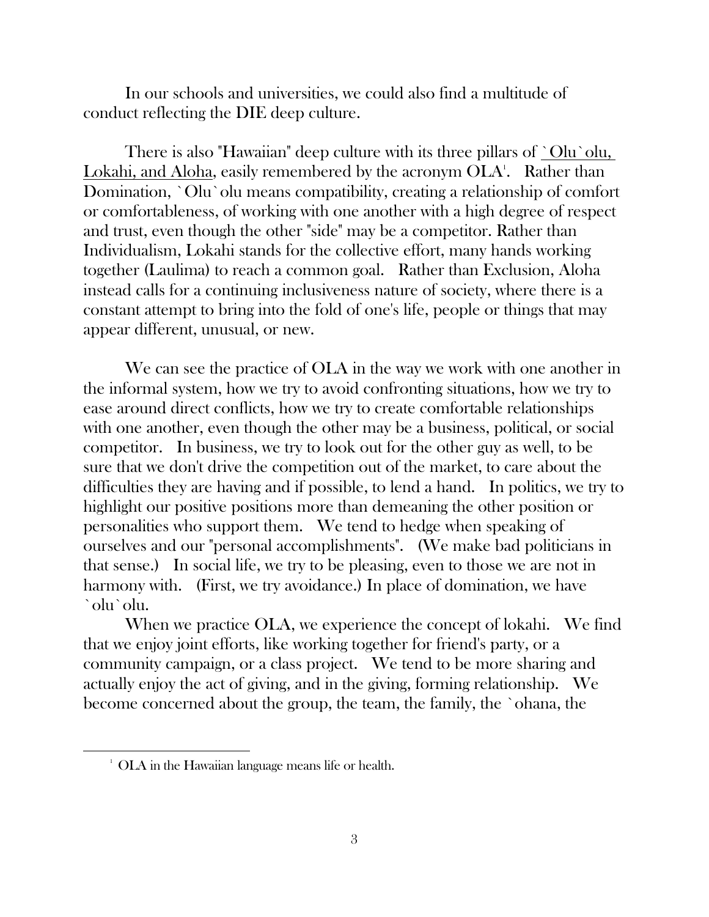In our schools and universities, we could also find a multitude of conduct reflecting the DIE deep culture.

There is also "Hawaiian" deep culture with its three pillars of <u>\`Olu\`olu, Lokahi, and Aloha</u>, easily remembered by the acronym OLA[1]. Rather than Domination, \`Olu\`olu means compatibility, creating a relationship of comfort or comfortableness, of working with one another with a high degree of respect and trust, even though the other "side" may be a competitor. Rather than Individualism, Lokahi stands for the collective effort, many hands working together (Laulima) to reach a common goal. Rather than Exclusion, Aloha instead calls for a continuing inclusiveness nature of society, where there is a constant attempt to bring into the fold of one's life, people or things that may appear different, unusual, or new.

We can see the practice of OLA in the way we work with one another in the informal system, how we try to avoid confronting situations, how we try to ease around direct conflicts, how we try to create comfortable relationships with one another, even though the other may be a business, political, or social competitor. In business, we try to look out for the other guy as well, to be sure that we don't drive the competition out of the market, to care about the difficulties they are having and if possible, to lend a hand. In politics, we try to highlight our positive positions more than demeaning the other position or personalities who support them. We tend to hedge when speaking of ourselves and our "personal accomplishments". (We make bad politicians in that sense.) In social life, we try to be pleasing, even to those we are not in harmony with. (First, we try avoidance.) In place of domination, we have \`olu\`olu.

When we practice OLA, we experience the concept of lokahi. We find that we enjoy joint efforts, like working together for friend's party, or a community campaign, or a class project. We tend to be more sharing and actually enjoy the act of giving, and in the giving, forming relationship. We become concerned about the group, the team, the family, the \`ohana, the

---

[1] OLA in the Hawaiian language means life or health.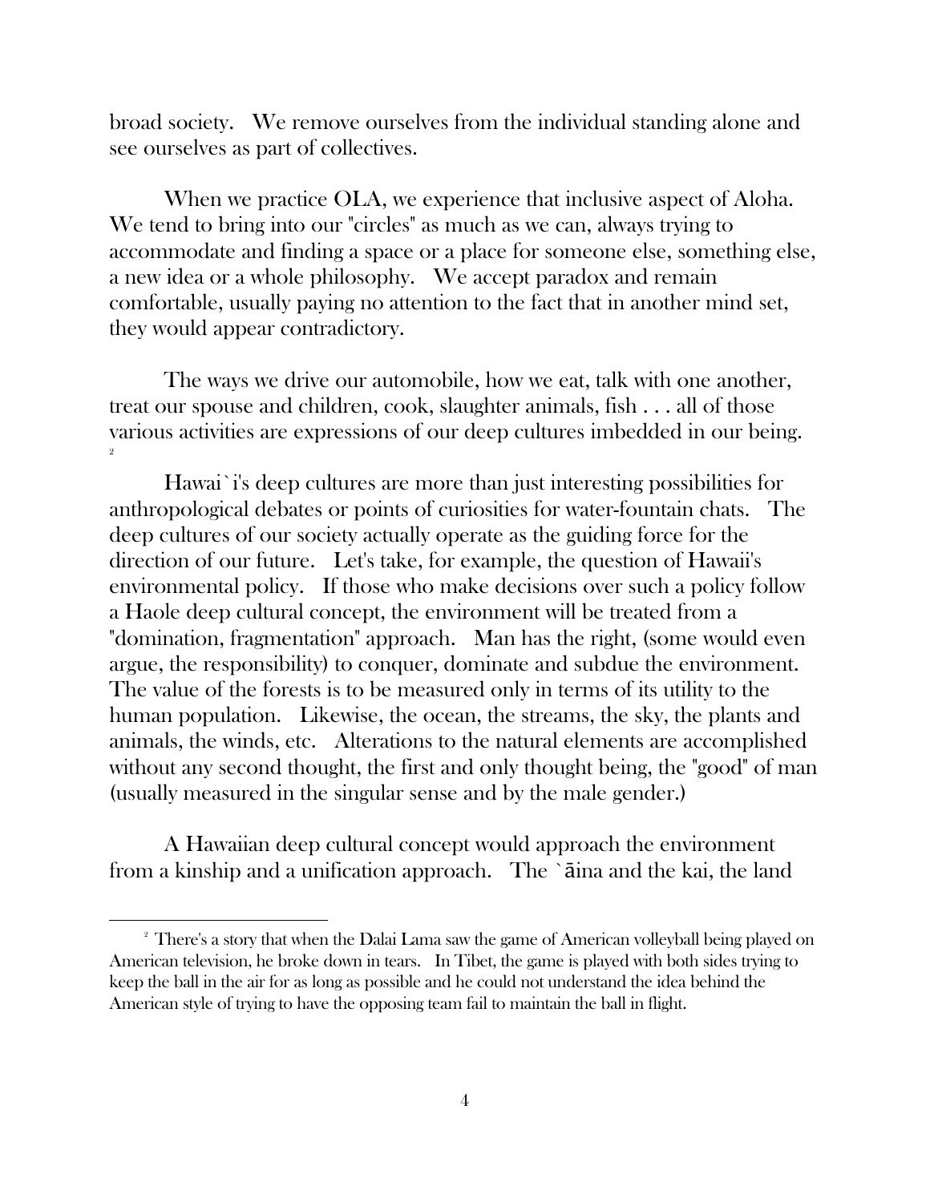broad society. We remove ourselves from the individual standing alone and see ourselves as part of collectives.

When we practice OLA, we experience that inclusive aspect of Aloha. We tend to bring into our "circles" as much as we can, always trying to accommodate and finding a space or a place for someone else, something else, a new idea or a whole philosophy. We accept paradox and remain comfortable, usually paying no attention to the fact that in another mind set, they would appear contradictory.

The ways we drive our automobile, how we eat, talk with one another, treat our spouse and children, cook, slaughter animals, fish . . . all of those various activities are expressions of our deep cultures imbedded in our being.[2]

Hawai`i's deep cultures are more than just interesting possibilities for anthropological debates or points of curiosities for water-fountain chats. The deep cultures of our society actually operate as the guiding force for the direction of our future. Let's take, for example, the question of Hawaii's environmental policy. If those who make decisions over such a policy follow a Haole deep cultural concept, the environment will be treated from a "domination, fragmentation" approach. Man has the right, (some would even argue, the responsibility) to conquer, dominate and subdue the environment. The value of the forests is to be measured only in terms of its utility to the human population. Likewise, the ocean, the streams, the sky, the plants and animals, the winds, etc. Alterations to the natural elements are accomplished without any second thought, the first and only thought being, the "good" of man (usually measured in the singular sense and by the male gender.)

A Hawaiian deep cultural concept would approach the environment from a kinship and a unification approach. The `āina and the kai, the land

---

[2] There's a story that when the Dalai Lama saw the game of American volleyball being played on American television, he broke down in tears. In Tibet, the game is played with both sides trying to keep the ball in the air for as long as possible and he could not understand the idea behind the American style of trying to have the opposing team fail to maintain the ball in flight.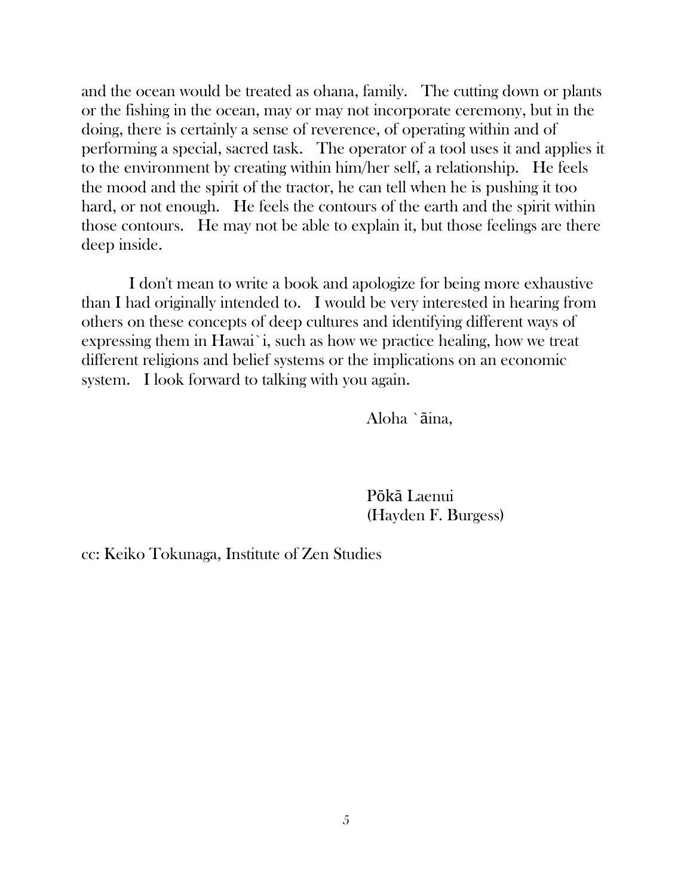and the ocean would be treated as ohana, family. The cutting down or plants or the fishing in the ocean, may or may not incorporate ceremony, but in the doing, there is certainly a sense of reverence, of operating within and of performing a special, sacred task. The operator of a tool uses it and applies it to the environment by creating within him/her self, a relationship. He feels the mood and the spirit of the tractor, he can tell when he is pushing it too hard, or not enough. He feels the contours of the earth and the spirit within those contours. He may not be able to explain it, but those feelings are there deep inside.

I don't mean to write a book and apologize for being more exhaustive than I had originally intended to. I would be very interested in hearing from others on these concepts of deep cultures and identifying different ways of expressing them in Hawai`i, such as how we practice healing, how we treat different religions and belief systems or the implications on an economic system. I look forward to talking with you again.

Aloha `āina,

Pōkā Laenui
(Hayden F. Burgess)

cc: Keiko Tokunaga, Institute of Zen Studies